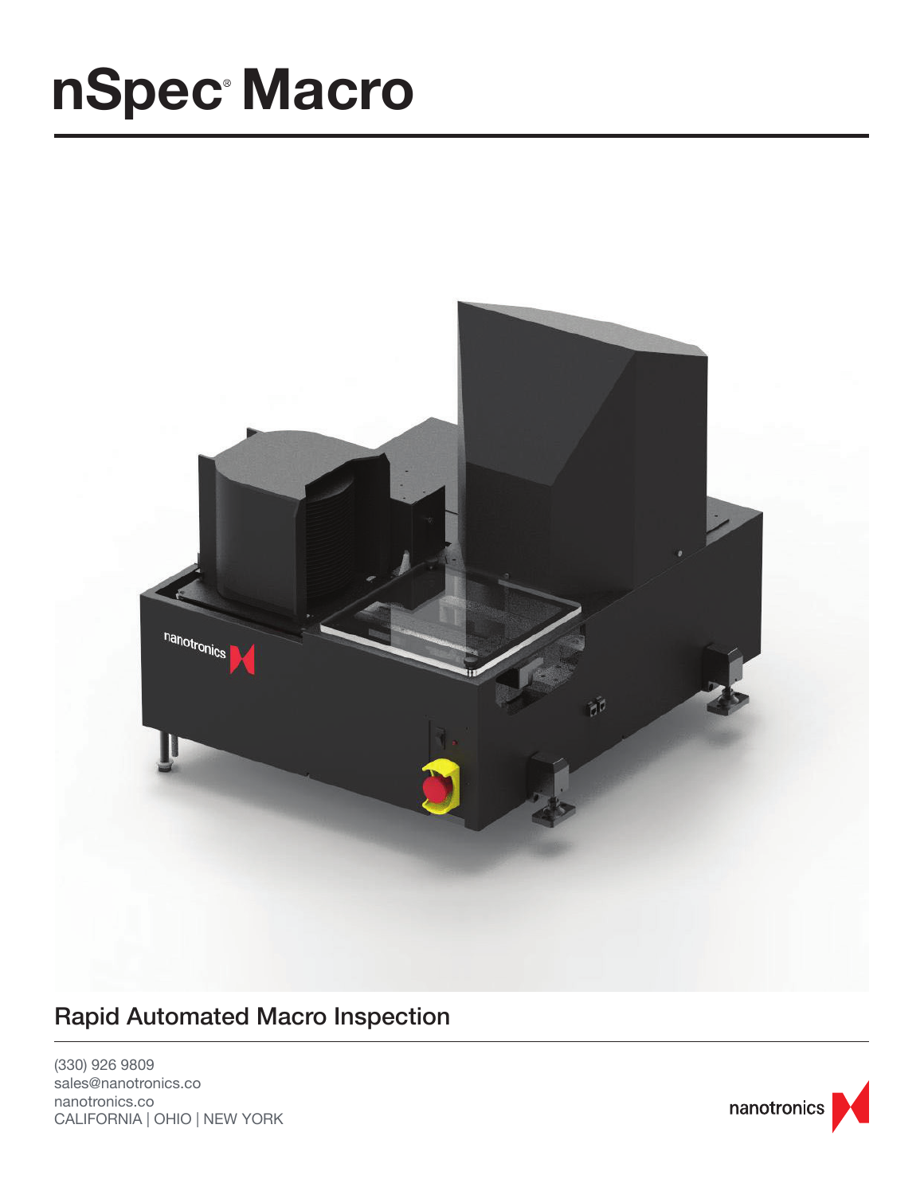# nSpec® Macro

## Rapid Automated Macro Inspection

(330) 926 9809
sales@nanotronics.co
nanotronics.co
CALIFORNIA | OHIO | NEW YORK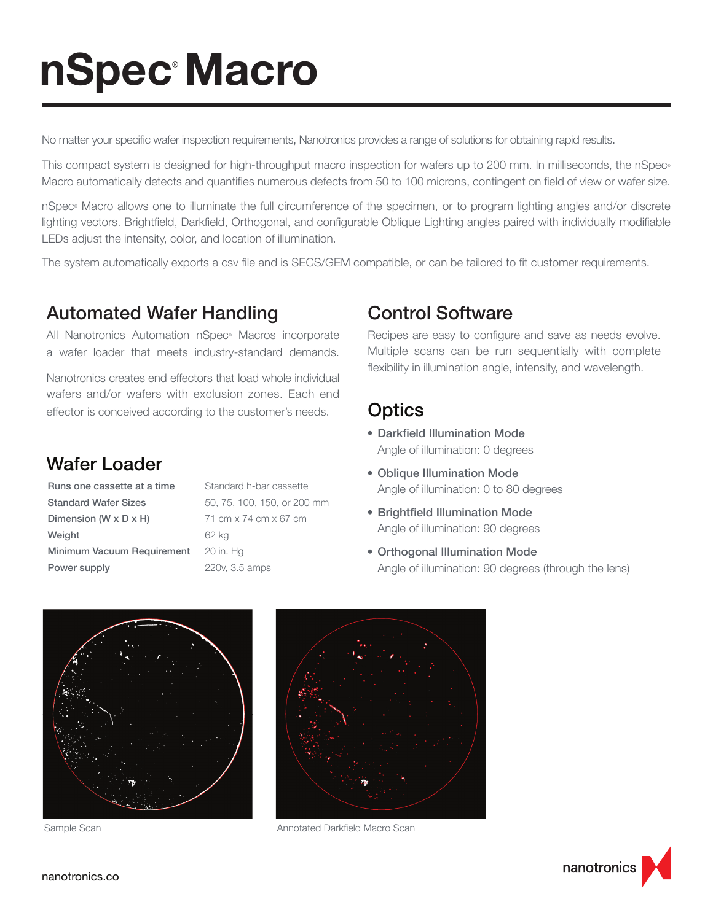# nSpec® Macro

No matter your specific wafer inspection requirements, Nanotronics provides a range of solutions for obtaining rapid results.

This compact system is designed for high-throughput macro inspection for wafers up to 200 mm. In milliseconds, the nSpec® Macro automatically detects and quantifies numerous defects from 50 to 100 microns, contingent on field of view or wafer size.

nSpec® Macro allows one to illuminate the full circumference of the specimen, or to program lighting angles and/or discrete lighting vectors. Brightfield, Darkfield, Orthogonal, and configurable Oblique Lighting angles paired with individually modifiable LEDs adjust the intensity, color, and location of illumination.

The system automatically exports a csv file and is SECS/GEM compatible, or can be tailored to fit customer requirements.

## Automated Wafer Handling

All Nanotronics Automation nSpec® Macros incorporate a wafer loader that meets industry-standard demands.

Nanotronics creates end effectors that load whole individual wafers and/or wafers with exclusion zones. Each end effector is conceived according to the customer's needs.

## Wafer Loader

| | |
|---|---|
| Runs one cassette at a time | Standard h-bar cassette |
| Standard Wafer Sizes | 50, 75, 100, 150, or 200 mm |
| Dimension (W x D x H) | 71 cm x 74 cm x 67 cm |
| Weight | 62 kg |
| Minimum Vacuum Requirement | 20 in. Hg |
| Power supply | 220v, 3.5 amps |

## Control Software

Recipes are easy to configure and save as needs evolve. Multiple scans can be run sequentially with complete flexibility in illumination angle, intensity, and wavelength.

## Optics

- **Darkfield Illumination Mode**
  Angle of illumination: 0 degrees
- **Oblique Illumination Mode**
  Angle of illumination: 0 to 80 degrees
- **Brightfield Illumination Mode**
  Angle of illumination: 90 degrees
- **Orthogonal Illumination Mode**
  Angle of illumination: 90 degrees (through the lens)

Sample Scan

Annotated Darkfield Macro Scan

nanotronics.co